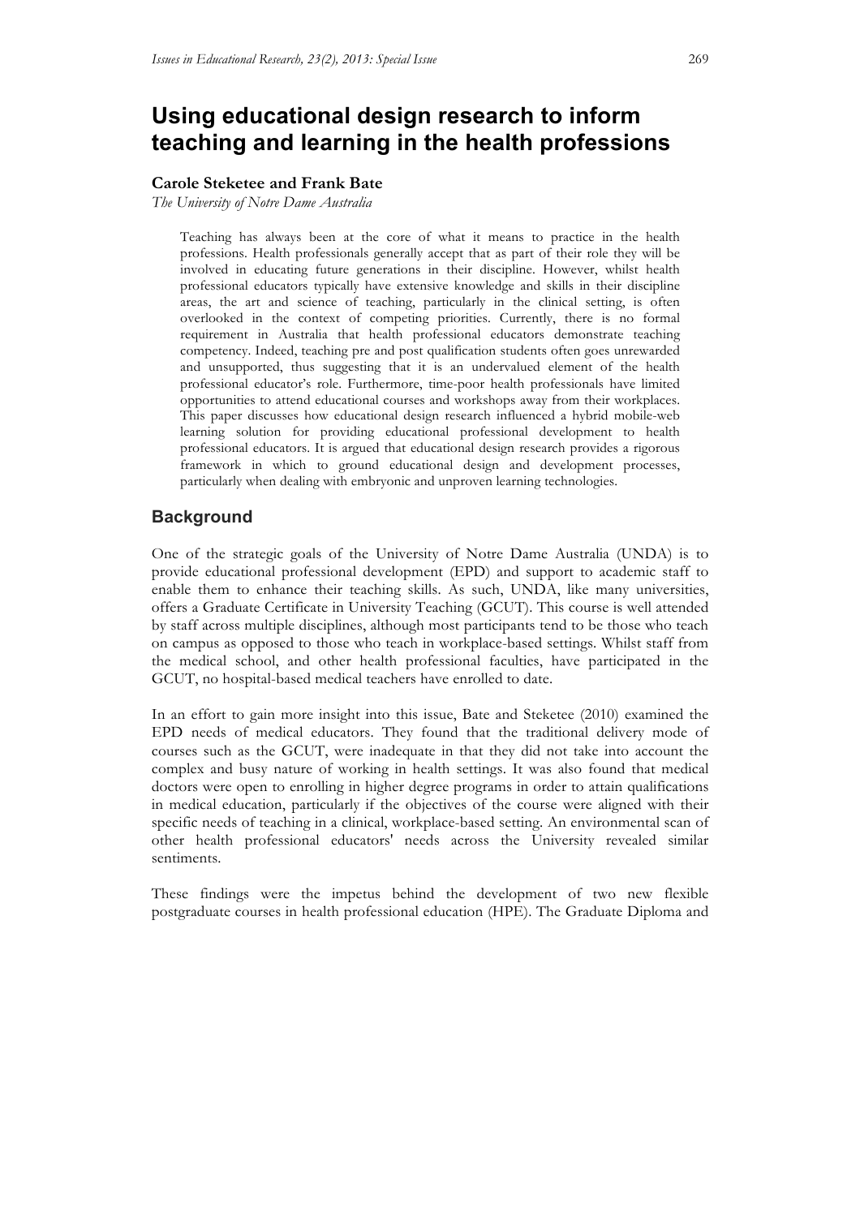# Using educational design research to inform teaching and learning in the health professions

**Carole Steketee and Frank Bate**

*The University of Notre Dame Australia*

> Teaching has always been at the core of what it means to practice in the health professions. Health professionals generally accept that as part of their role they will be involved in educating future generations in their discipline. However, whilst health professional educators typically have extensive knowledge and skills in their discipline areas, the art and science of teaching, particularly in the clinical setting, is often overlooked in the context of competing priorities. Currently, there is no formal requirement in Australia that health professional educators demonstrate teaching competency. Indeed, teaching pre and post qualification students often goes unrewarded and unsupported, thus suggesting that it is an undervalued element of the health professional educator's role. Furthermore, time-poor health professionals have limited opportunities to attend educational courses and workshops away from their workplaces. This paper discusses how educational design research influenced a hybrid mobile-web learning solution for providing educational professional development to health professional educators. It is argued that educational design research provides a rigorous framework in which to ground educational design and development processes, particularly when dealing with embryonic and unproven learning technologies.

## Background

One of the strategic goals of the University of Notre Dame Australia (UNDA) is to provide educational professional development (EPD) and support to academic staff to enable them to enhance their teaching skills. As such, UNDA, like many universities, offers a Graduate Certificate in University Teaching (GCUT). This course is well attended by staff across multiple disciplines, although most participants tend to be those who teach on campus as opposed to those who teach in workplace-based settings. Whilst staff from the medical school, and other health professional faculties, have participated in the GCUT, no hospital-based medical teachers have enrolled to date.

In an effort to gain more insight into this issue, Bate and Steketee (2010) examined the EPD needs of medical educators. They found that the traditional delivery mode of courses such as the GCUT, were inadequate in that they did not take into account the complex and busy nature of working in health settings. It was also found that medical doctors were open to enrolling in higher degree programs in order to attain qualifications in medical education, particularly if the objectives of the course were aligned with their specific needs of teaching in a clinical, workplace-based setting. An environmental scan of other health professional educators' needs across the University revealed similar sentiments.

These findings were the impetus behind the development of two new flexible postgraduate courses in health professional education (HPE). The Graduate Diploma and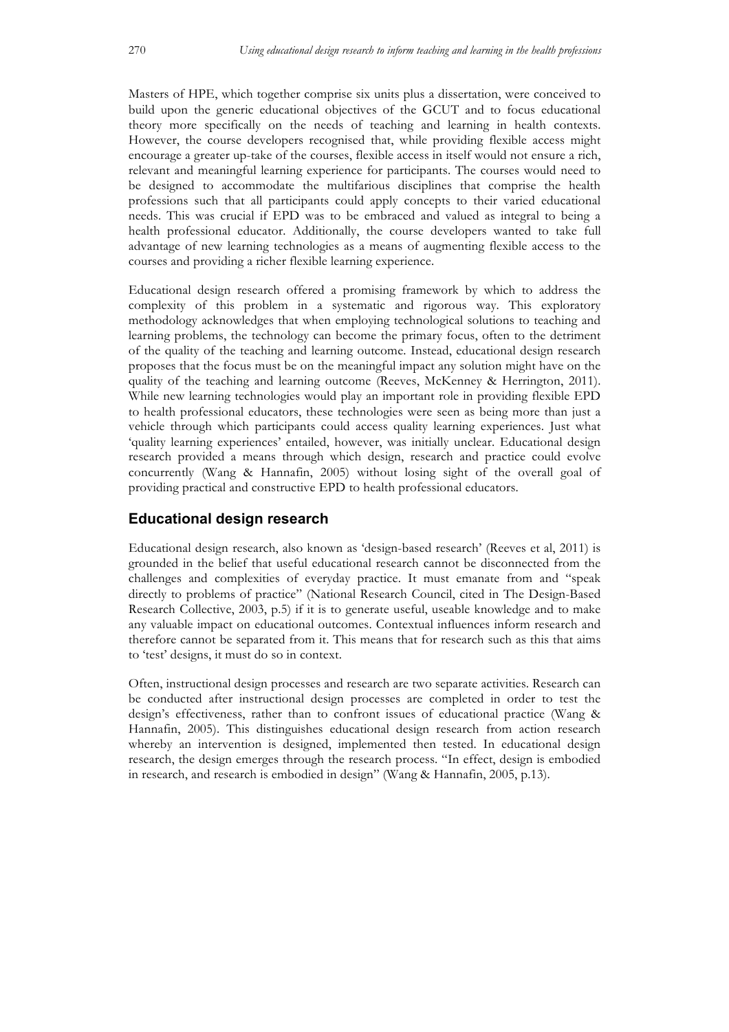Masters of HPE, which together comprise six units plus a dissertation, were conceived to build upon the generic educational objectives of the GCUT and to focus educational theory more specifically on the needs of teaching and learning in health contexts. However, the course developers recognised that, while providing flexible access might encourage a greater up-take of the courses, flexible access in itself would not ensure a rich, relevant and meaningful learning experience for participants. The courses would need to be designed to accommodate the multifarious disciplines that comprise the health professions such that all participants could apply concepts to their varied educational needs. This was crucial if EPD was to be embraced and valued as integral to being a health professional educator. Additionally, the course developers wanted to take full advantage of new learning technologies as a means of augmenting flexible access to the courses and providing a richer flexible learning experience.

Educational design research offered a promising framework by which to address the complexity of this problem in a systematic and rigorous way. This exploratory methodology acknowledges that when employing technological solutions to teaching and learning problems, the technology can become the primary focus, often to the detriment of the quality of the teaching and learning outcome. Instead, educational design research proposes that the focus must be on the meaningful impact any solution might have on the quality of the teaching and learning outcome (Reeves, McKenney & Herrington, 2011). While new learning technologies would play an important role in providing flexible EPD to health professional educators, these technologies were seen as being more than just a vehicle through which participants could access quality learning experiences. Just what 'quality learning experiences' entailed, however, was initially unclear. Educational design research provided a means through which design, research and practice could evolve concurrently (Wang & Hannafin, 2005) without losing sight of the overall goal of providing practical and constructive EPD to health professional educators.

## Educational design research

Educational design research, also known as 'design-based research' (Reeves et al, 2011) is grounded in the belief that useful educational research cannot be disconnected from the challenges and complexities of everyday practice. It must emanate from and "speak directly to problems of practice" (National Research Council, cited in The Design-Based Research Collective, 2003, p.5) if it is to generate useful, useable knowledge and to make any valuable impact on educational outcomes. Contextual influences inform research and therefore cannot be separated from it. This means that for research such as this that aims to 'test' designs, it must do so in context.

Often, instructional design processes and research are two separate activities. Research can be conducted after instructional design processes are completed in order to test the design's effectiveness, rather than to confront issues of educational practice (Wang & Hannafin, 2005). This distinguishes educational design research from action research whereby an intervention is designed, implemented then tested. In educational design research, the design emerges through the research process. "In effect, design is embodied in research, and research is embodied in design" (Wang & Hannafin, 2005, p.13).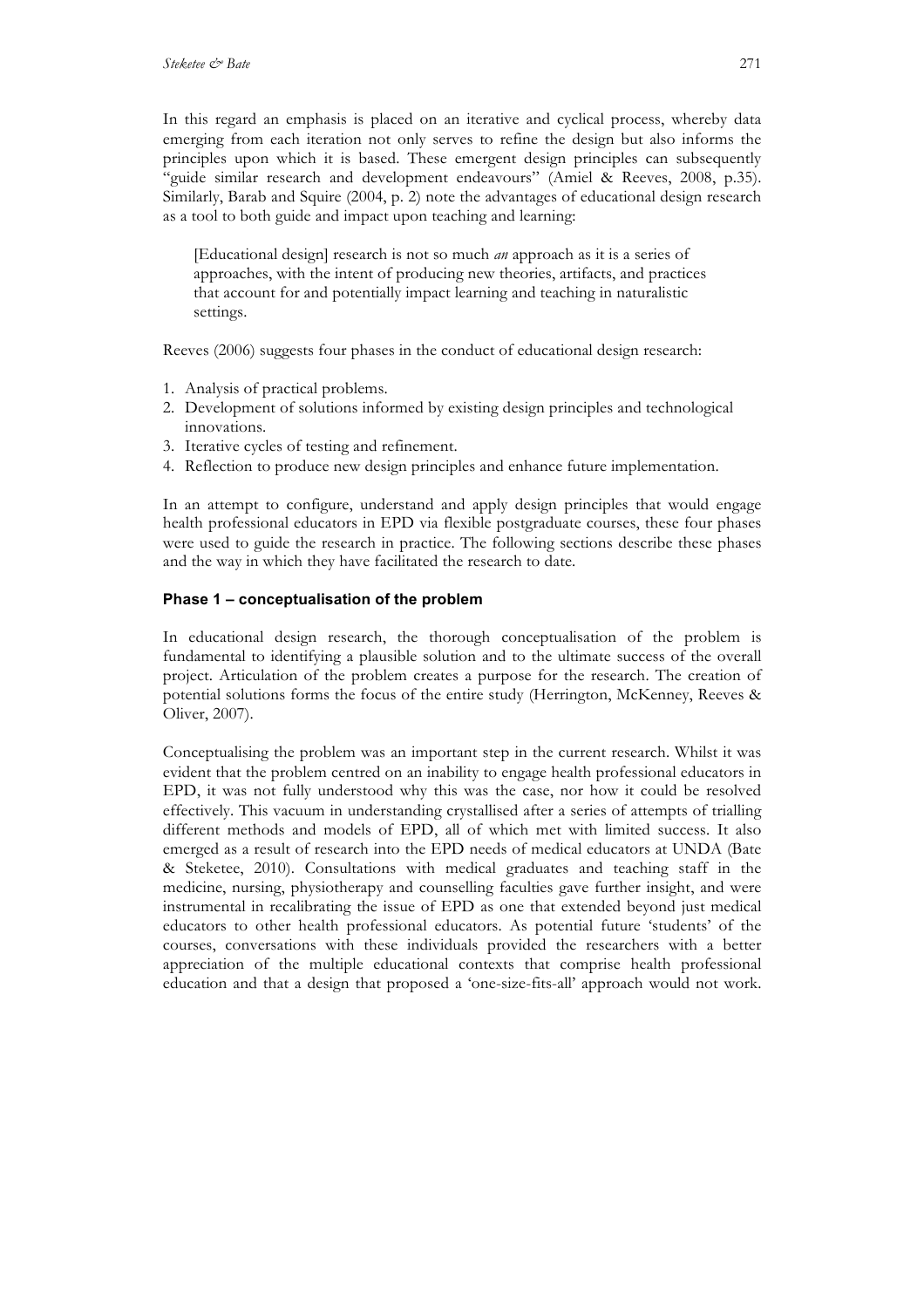In this regard an emphasis is placed on an iterative and cyclical process, whereby data emerging from each iteration not only serves to refine the design but also informs the principles upon which it is based. These emergent design principles can subsequently "guide similar research and development endeavours" (Amiel & Reeves, 2008, p.35). Similarly, Barab and Squire (2004, p. 2) note the advantages of educational design research as a tool to both guide and impact upon teaching and learning:

> [Educational design] research is not so much *an* approach as it is a series of approaches, with the intent of producing new theories, artifacts, and practices that account for and potentially impact learning and teaching in naturalistic settings.

Reeves (2006) suggests four phases in the conduct of educational design research:

1. Analysis of practical problems.
2. Development of solutions informed by existing design principles and technological innovations.
3. Iterative cycles of testing and refinement.
4. Reflection to produce new design principles and enhance future implementation.

In an attempt to configure, understand and apply design principles that would engage health professional educators in EPD via flexible postgraduate courses, these four phases were used to guide the research in practice. The following sections describe these phases and the way in which they have facilitated the research to date.

### Phase 1 – conceptualisation of the problem

In educational design research, the thorough conceptualisation of the problem is fundamental to identifying a plausible solution and to the ultimate success of the overall project. Articulation of the problem creates a purpose for the research. The creation of potential solutions forms the focus of the entire study (Herrington, McKenney, Reeves & Oliver, 2007).

Conceptualising the problem was an important step in the current research. Whilst it was evident that the problem centred on an inability to engage health professional educators in EPD, it was not fully understood why this was the case, nor how it could be resolved effectively. This vacuum in understanding crystallised after a series of attempts of trialling different methods and models of EPD, all of which met with limited success. It also emerged as a result of research into the EPD needs of medical educators at UNDA (Bate & Steketee, 2010). Consultations with medical graduates and teaching staff in the medicine, nursing, physiotherapy and counselling faculties gave further insight, and were instrumental in recalibrating the issue of EPD as one that extended beyond just medical educators to other health professional educators. As potential future 'students' of the courses, conversations with these individuals provided the researchers with a better appreciation of the multiple educational contexts that comprise health professional education and that a design that proposed a 'one-size-fits-all' approach would not work.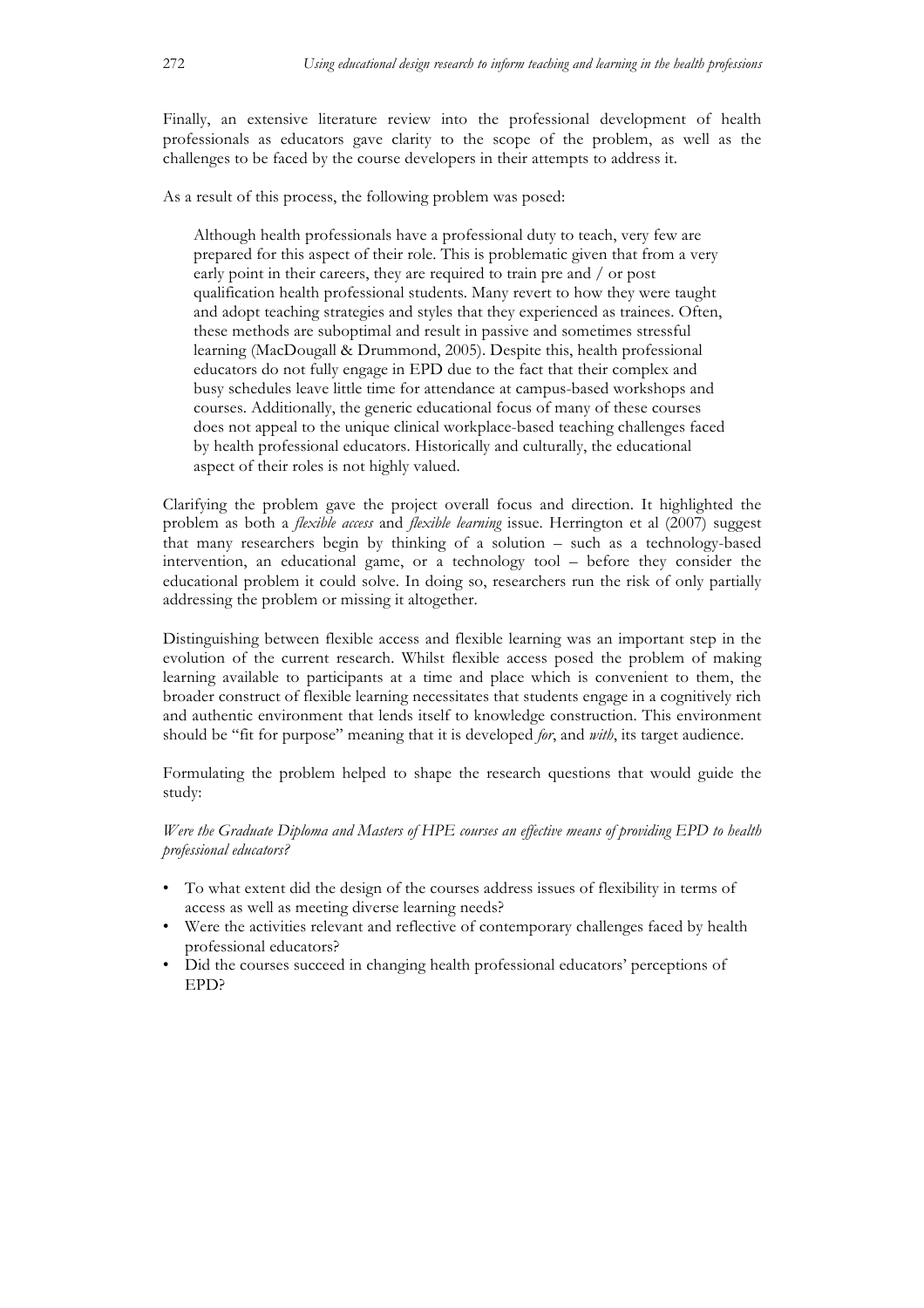Finally, an extensive literature review into the professional development of health professionals as educators gave clarity to the scope of the problem, as well as the challenges to be faced by the course developers in their attempts to address it.

As a result of this process, the following problem was posed:

> Although health professionals have a professional duty to teach, very few are prepared for this aspect of their role. This is problematic given that from a very early point in their careers, they are required to train pre and / or post qualification health professional students. Many revert to how they were taught and adopt teaching strategies and styles that they experienced as trainees. Often, these methods are suboptimal and result in passive and sometimes stressful learning (MacDougall & Drummond, 2005). Despite this, health professional educators do not fully engage in EPD due to the fact that their complex and busy schedules leave little time for attendance at campus-based workshops and courses. Additionally, the generic educational focus of many of these courses does not appeal to the unique clinical workplace-based teaching challenges faced by health professional educators. Historically and culturally, the educational aspect of their roles is not highly valued.

Clarifying the problem gave the project overall focus and direction. It highlighted the problem as both a *flexible access* and *flexible learning* issue. Herrington et al (2007) suggest that many researchers begin by thinking of a solution – such as a technology-based intervention, an educational game, or a technology tool – before they consider the educational problem it could solve. In doing so, researchers run the risk of only partially addressing the problem or missing it altogether.

Distinguishing between flexible access and flexible learning was an important step in the evolution of the current research. Whilst flexible access posed the problem of making learning available to participants at a time and place which is convenient to them, the broader construct of flexible learning necessitates that students engage in a cognitively rich and authentic environment that lends itself to knowledge construction. This environment should be "fit for purpose" meaning that it is developed *for*, and *with*, its target audience.

Formulating the problem helped to shape the research questions that would guide the study:

*Were the Graduate Diploma and Masters of HPE courses an effective means of providing EPD to health professional educators?*

- To what extent did the design of the courses address issues of flexibility in terms of access as well as meeting diverse learning needs?
- Were the activities relevant and reflective of contemporary challenges faced by health professional educators?
- Did the courses succeed in changing health professional educators' perceptions of EPD?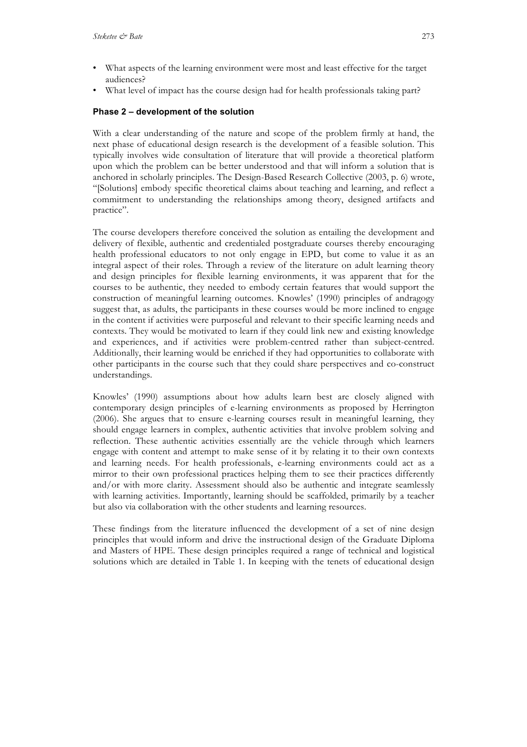- What aspects of the learning environment were most and least effective for the target audiences?
- What level of impact has the course design had for health professionals taking part?

### Phase 2 – development of the solution

With a clear understanding of the nature and scope of the problem firmly at hand, the next phase of educational design research is the development of a feasible solution. This typically involves wide consultation of literature that will provide a theoretical platform upon which the problem can be better understood and that will inform a solution that is anchored in scholarly principles. The Design-Based Research Collective (2003, p. 6) wrote, "[Solutions] embody specific theoretical claims about teaching and learning, and reflect a commitment to understanding the relationships among theory, designed artifacts and practice".

The course developers therefore conceived the solution as entailing the development and delivery of flexible, authentic and credentialed postgraduate courses thereby encouraging health professional educators to not only engage in EPD, but come to value it as an integral aspect of their roles. Through a review of the literature on adult learning theory and design principles for flexible learning environments, it was apparent that for the courses to be authentic, they needed to embody certain features that would support the construction of meaningful learning outcomes. Knowles' (1990) principles of andragogy suggest that, as adults, the participants in these courses would be more inclined to engage in the content if activities were purposeful and relevant to their specific learning needs and contexts. They would be motivated to learn if they could link new and existing knowledge and experiences, and if activities were problem-centred rather than subject-centred. Additionally, their learning would be enriched if they had opportunities to collaborate with other participants in the course such that they could share perspectives and co-construct understandings.

Knowles' (1990) assumptions about how adults learn best are closely aligned with contemporary design principles of e-learning environments as proposed by Herrington (2006). She argues that to ensure e-learning courses result in meaningful learning, they should engage learners in complex, authentic activities that involve problem solving and reflection. These authentic activities essentially are the vehicle through which learners engage with content and attempt to make sense of it by relating it to their own contexts and learning needs. For health professionals, e-learning environments could act as a mirror to their own professional practices helping them to see their practices differently and/or with more clarity. Assessment should also be authentic and integrate seamlessly with learning activities. Importantly, learning should be scaffolded, primarily by a teacher but also via collaboration with the other students and learning resources.

These findings from the literature influenced the development of a set of nine design principles that would inform and drive the instructional design of the Graduate Diploma and Masters of HPE. These design principles required a range of technical and logistical solutions which are detailed in Table 1. In keeping with the tenets of educational design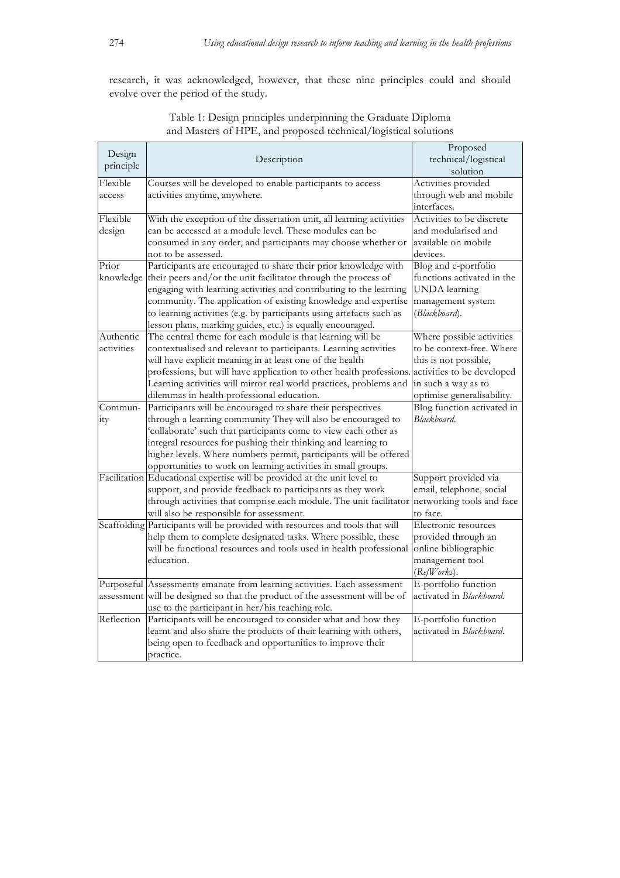research, it was acknowledged, however, that these nine principles could and should evolve over the period of the study.

Table 1: Design principles underpinning the Graduate Diploma and Masters of HPE, and proposed technical/logistical solutions

| Design principle | Description | Proposed technical/logistical solution |
|---|---|---|
| Flexible access | Courses will be developed to enable participants to access activities anytime, anywhere. | Activities provided through web and mobile interfaces. |
| Flexible design | With the exception of the dissertation unit, all learning activities can be accessed at a module level. These modules can be consumed in any order, and participants may choose whether or not to be assessed. | Activities to be discrete and modularised and available on mobile devices. |
| Prior knowledge | Participants are encouraged to share their prior knowledge with their peers and/or the unit facilitator through the process of engaging with learning activities and contributing to the learning community. The application of existing knowledge and expertise to learning activities (e.g. by participants using artefacts such as lesson plans, marking guides, etc.) is equally encouraged. | Blog and e-portfolio functions activated in the UNDA learning management system (*Blackboard*). |
| Authentic activities | The central theme for each module is that learning will be contextualised and relevant to participants. Learning activities will have explicit meaning in at least one of the health professions, but will have application to other health professions. Learning activities will mirror real world practices, problems and dilemmas in health professional education. | Where possible activities to be context-free. Where this is not possible, activities to be developed in such a way as to optimise generalisability. |
| Community | Participants will be encouraged to share their perspectives through a learning community They will also be encouraged to 'collaborate' such that participants come to view each other as integral resources for pushing their thinking and learning to higher levels. Where numbers permit, participants will be offered opportunities to work on learning activities in small groups. | Blog function activated in *Blackboard*. |
| Facilitation | Educational expertise will be provided at the unit level to support, and provide feedback to participants as they work through activities that comprise each module. The unit facilitator will also be responsible for assessment. | Support provided via email, telephone, social networking tools and face to face. |
| Scaffolding | Participants will be provided with resources and tools that will help them to complete designated tasks. Where possible, these will be functional resources and tools used in health professional education. | Electronic resources provided through an online bibliographic management tool (*RefWorks*). |
| Purposeful assessment | Assessments emanate from learning activities. Each assessment will be designed so that the product of the assessment will be of use to the participant in her/his teaching role. | E-portfolio function activated in *Blackboard.* |
| Reflection | Participants will be encouraged to consider what and how they learnt and also share the products of their learning with others, being open to feedback and opportunities to improve their practice. | E-portfolio function activated in *Blackboard.* |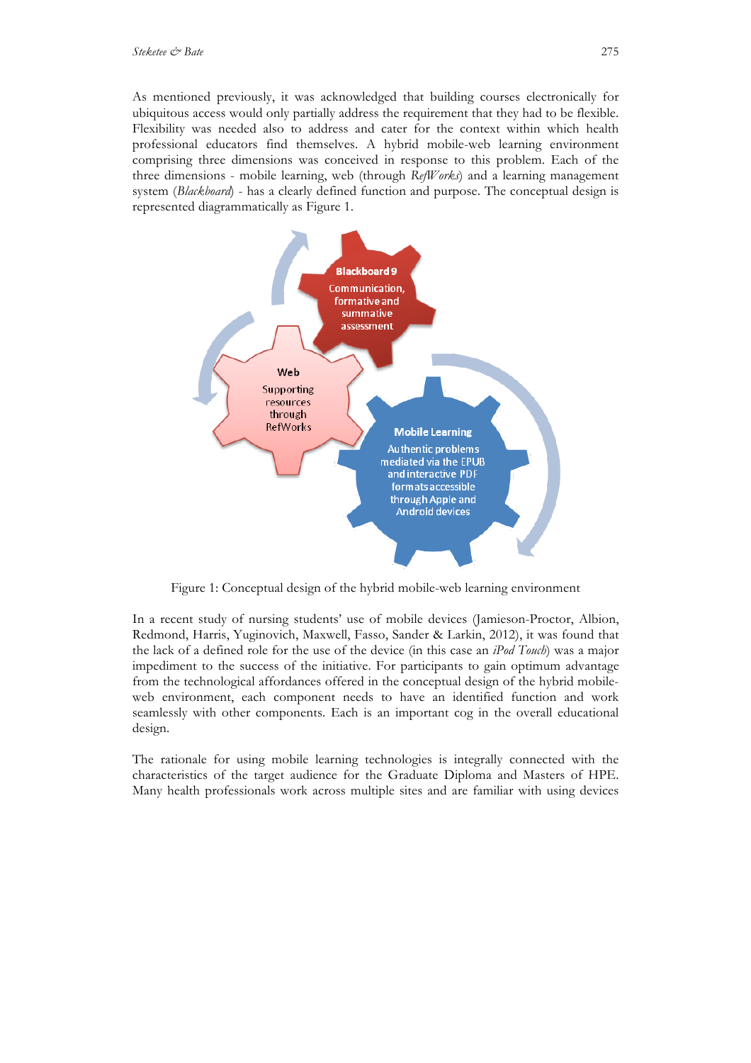As mentioned previously, it was acknowledged that building courses electronically for ubiquitous access would only partially address the requirement that they had to be flexible. Flexibility was needed also to address and cater for the context within which health professional educators find themselves. A hybrid mobile-web learning environment comprising three dimensions was conceived in response to this problem. Each of the three dimensions - mobile learning, web (through *RefWorks*) and a learning management system (*Blackboard*) - has a clearly defined function and purpose. The conceptual design is represented diagrammatically as Figure 1.

Figure 1: Conceptual design of the hybrid mobile-web learning environment

In a recent study of nursing students' use of mobile devices (Jamieson-Proctor, Albion, Redmond, Harris, Yuginovich, Maxwell, Fasso, Sander & Larkin, 2012), it was found that the lack of a defined role for the use of the device (in this case an *iPod Touch*) was a major impediment to the success of the initiative. For participants to gain optimum advantage from the technological affordances offered in the conceptual design of the hybrid mobile-web environment, each component needs to have an identified function and work seamlessly with other components. Each is an important cog in the overall educational design.

The rationale for using mobile learning technologies is integrally connected with the characteristics of the target audience for the Graduate Diploma and Masters of HPE. Many health professionals work across multiple sites and are familiar with using devices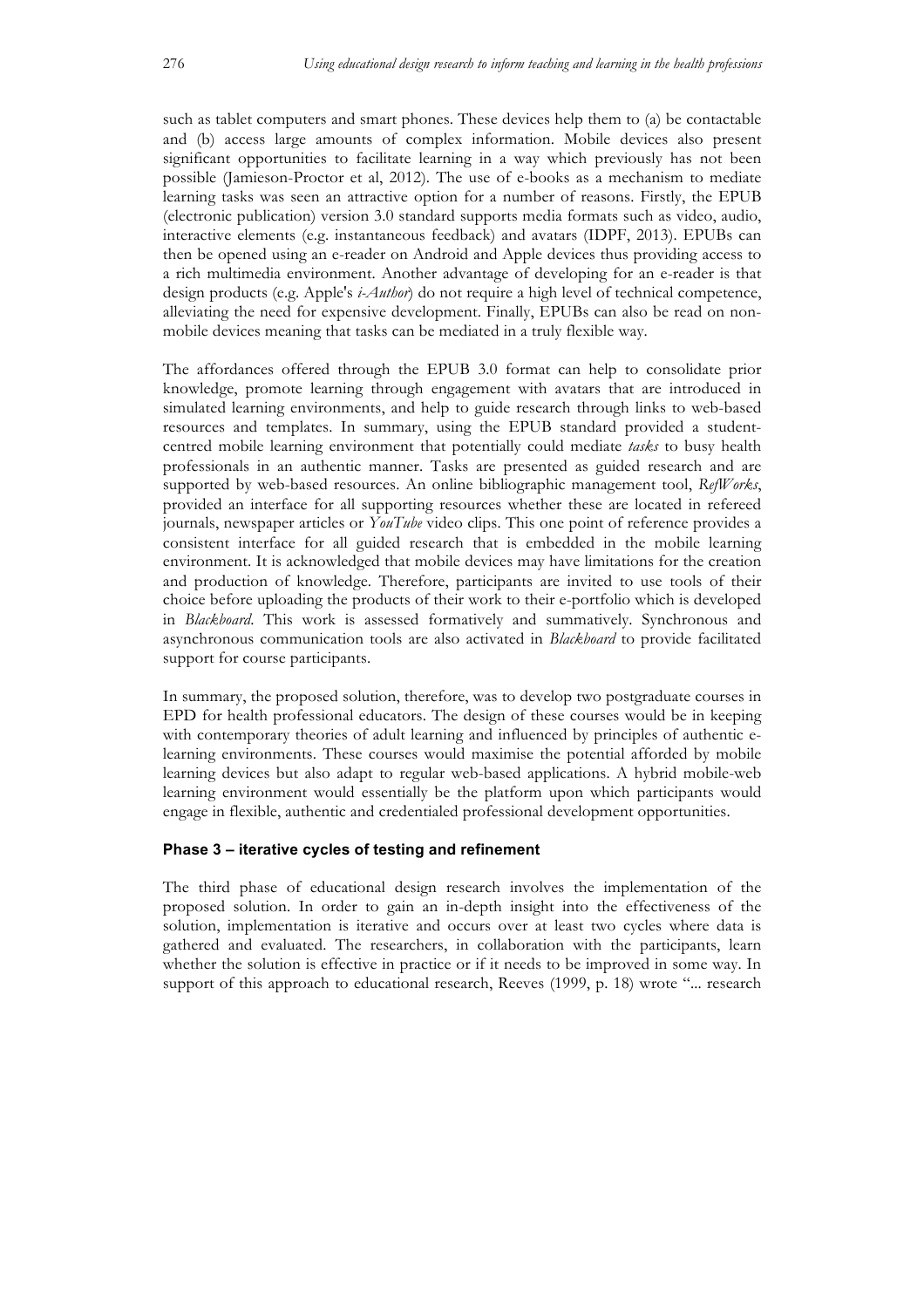such as tablet computers and smart phones. These devices help them to (a) be contactable and (b) access large amounts of complex information. Mobile devices also present significant opportunities to facilitate learning in a way which previously has not been possible (Jamieson-Proctor et al, 2012). The use of e-books as a mechanism to mediate learning tasks was seen an attractive option for a number of reasons. Firstly, the EPUB (electronic publication) version 3.0 standard supports media formats such as video, audio, interactive elements (e.g. instantaneous feedback) and avatars (IDPF, 2013). EPUBs can then be opened using an e-reader on Android and Apple devices thus providing access to a rich multimedia environment. Another advantage of developing for an e-reader is that design products (e.g. Apple's *i-Author*) do not require a high level of technical competence, alleviating the need for expensive development. Finally, EPUBs can also be read on non-mobile devices meaning that tasks can be mediated in a truly flexible way.

The affordances offered through the EPUB 3.0 format can help to consolidate prior knowledge, promote learning through engagement with avatars that are introduced in simulated learning environments, and help to guide research through links to web-based resources and templates. In summary, using the EPUB standard provided a student-centred mobile learning environment that potentially could mediate *tasks* to busy health professionals in an authentic manner. Tasks are presented as guided research and are supported by web-based resources. An online bibliographic management tool, *RefWorks*, provided an interface for all supporting resources whether these are located in refereed journals, newspaper articles or *YouTube* video clips. This one point of reference provides a consistent interface for all guided research that is embedded in the mobile learning environment. It is acknowledged that mobile devices may have limitations for the creation and production of knowledge. Therefore, participants are invited to use tools of their choice before uploading the products of their work to their e-portfolio which is developed in *Blackboard*. This work is assessed formatively and summatively. Synchronous and asynchronous communication tools are also activated in *Blackboard* to provide facilitated support for course participants.

In summary, the proposed solution, therefore, was to develop two postgraduate courses in EPD for health professional educators. The design of these courses would be in keeping with contemporary theories of adult learning and influenced by principles of authentic e-learning environments. These courses would maximise the potential afforded by mobile learning devices but also adapt to regular web-based applications. A hybrid mobile-web learning environment would essentially be the platform upon which participants would engage in flexible, authentic and credentialed professional development opportunities.

#### Phase 3 – iterative cycles of testing and refinement

The third phase of educational design research involves the implementation of the proposed solution. In order to gain an in-depth insight into the effectiveness of the solution, implementation is iterative and occurs over at least two cycles where data is gathered and evaluated. The researchers, in collaboration with the participants, learn whether the solution is effective in practice or if it needs to be improved in some way. In support of this approach to educational research, Reeves (1999, p. 18) wrote "... research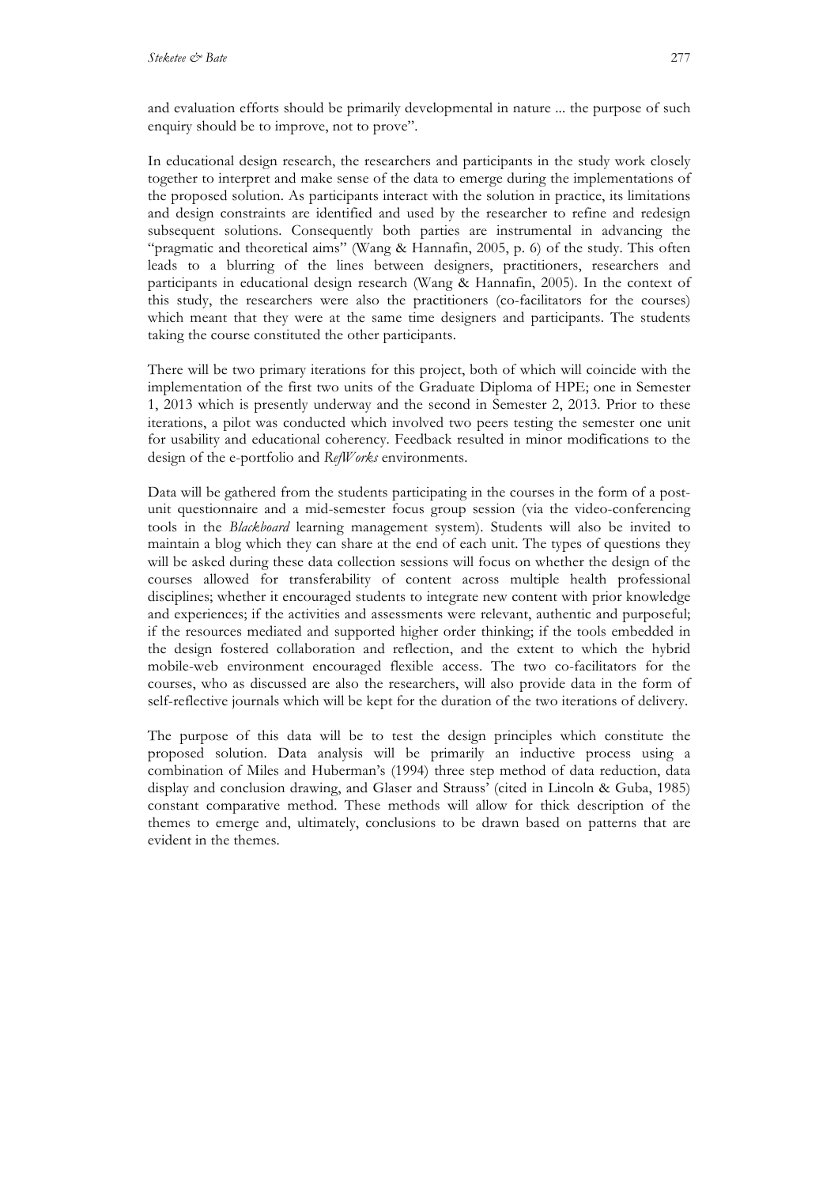and evaluation efforts should be primarily developmental in nature ... the purpose of such enquiry should be to improve, not to prove".

In educational design research, the researchers and participants in the study work closely together to interpret and make sense of the data to emerge during the implementations of the proposed solution. As participants interact with the solution in practice, its limitations and design constraints are identified and used by the researcher to refine and redesign subsequent solutions. Consequently both parties are instrumental in advancing the "pragmatic and theoretical aims" (Wang & Hannafin, 2005, p. 6) of the study. This often leads to a blurring of the lines between designers, practitioners, researchers and participants in educational design research (Wang & Hannafin, 2005). In the context of this study, the researchers were also the practitioners (co-facilitators for the courses) which meant that they were at the same time designers and participants. The students taking the course constituted the other participants.

There will be two primary iterations for this project, both of which will coincide with the implementation of the first two units of the Graduate Diploma of HPE; one in Semester 1, 2013 which is presently underway and the second in Semester 2, 2013. Prior to these iterations, a pilot was conducted which involved two peers testing the semester one unit for usability and educational coherency. Feedback resulted in minor modifications to the design of the e-portfolio and *RefWorks* environments.

Data will be gathered from the students participating in the courses in the form of a post-unit questionnaire and a mid-semester focus group session (via the video-conferencing tools in the *Blackboard* learning management system). Students will also be invited to maintain a blog which they can share at the end of each unit. The types of questions they will be asked during these data collection sessions will focus on whether the design of the courses allowed for transferability of content across multiple health professional disciplines; whether it encouraged students to integrate new content with prior knowledge and experiences; if the activities and assessments were relevant, authentic and purposeful; if the resources mediated and supported higher order thinking; if the tools embedded in the design fostered collaboration and reflection, and the extent to which the hybrid mobile-web environment encouraged flexible access. The two co-facilitators for the courses, who as discussed are also the researchers, will also provide data in the form of self-reflective journals which will be kept for the duration of the two iterations of delivery.

The purpose of this data will be to test the design principles which constitute the proposed solution. Data analysis will be primarily an inductive process using a combination of Miles and Huberman's (1994) three step method of data reduction, data display and conclusion drawing, and Glaser and Strauss' (cited in Lincoln & Guba, 1985) constant comparative method. These methods will allow for thick description of the themes to emerge and, ultimately, conclusions to be drawn based on patterns that are evident in the themes.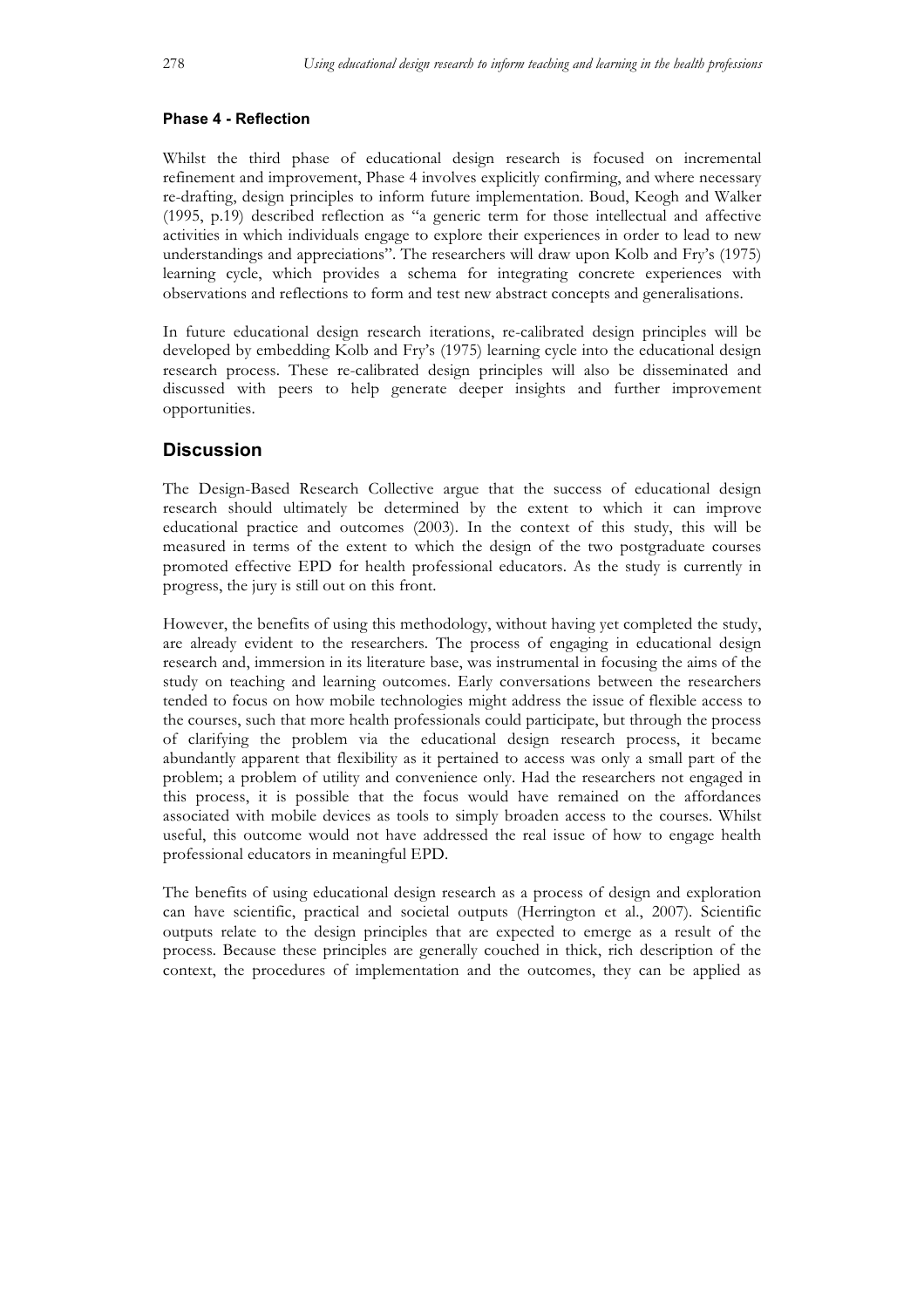#### Phase 4 - Reflection

Whilst the third phase of educational design research is focused on incremental refinement and improvement, Phase 4 involves explicitly confirming, and where necessary re-drafting, design principles to inform future implementation. Boud, Keogh and Walker (1995, p.19) described reflection as "a generic term for those intellectual and affective activities in which individuals engage to explore their experiences in order to lead to new understandings and appreciations". The researchers will draw upon Kolb and Fry's (1975) learning cycle, which provides a schema for integrating concrete experiences with observations and reflections to form and test new abstract concepts and generalisations.

In future educational design research iterations, re-calibrated design principles will be developed by embedding Kolb and Fry's (1975) learning cycle into the educational design research process. These re-calibrated design principles will also be disseminated and discussed with peers to help generate deeper insights and further improvement opportunities.

## Discussion

The Design-Based Research Collective argue that the success of educational design research should ultimately be determined by the extent to which it can improve educational practice and outcomes (2003). In the context of this study, this will be measured in terms of the extent to which the design of the two postgraduate courses promoted effective EPD for health professional educators. As the study is currently in progress, the jury is still out on this front.

However, the benefits of using this methodology, without having yet completed the study, are already evident to the researchers. The process of engaging in educational design research and, immersion in its literature base, was instrumental in focusing the aims of the study on teaching and learning outcomes. Early conversations between the researchers tended to focus on how mobile technologies might address the issue of flexible access to the courses, such that more health professionals could participate, but through the process of clarifying the problem via the educational design research process, it became abundantly apparent that flexibility as it pertained to access was only a small part of the problem; a problem of utility and convenience only. Had the researchers not engaged in this process, it is possible that the focus would have remained on the affordances associated with mobile devices as tools to simply broaden access to the courses. Whilst useful, this outcome would not have addressed the real issue of how to engage health professional educators in meaningful EPD.

The benefits of using educational design research as a process of design and exploration can have scientific, practical and societal outputs (Herrington et al., 2007). Scientific outputs relate to the design principles that are expected to emerge as a result of the process. Because these principles are generally couched in thick, rich description of the context, the procedures of implementation and the outcomes, they can be applied as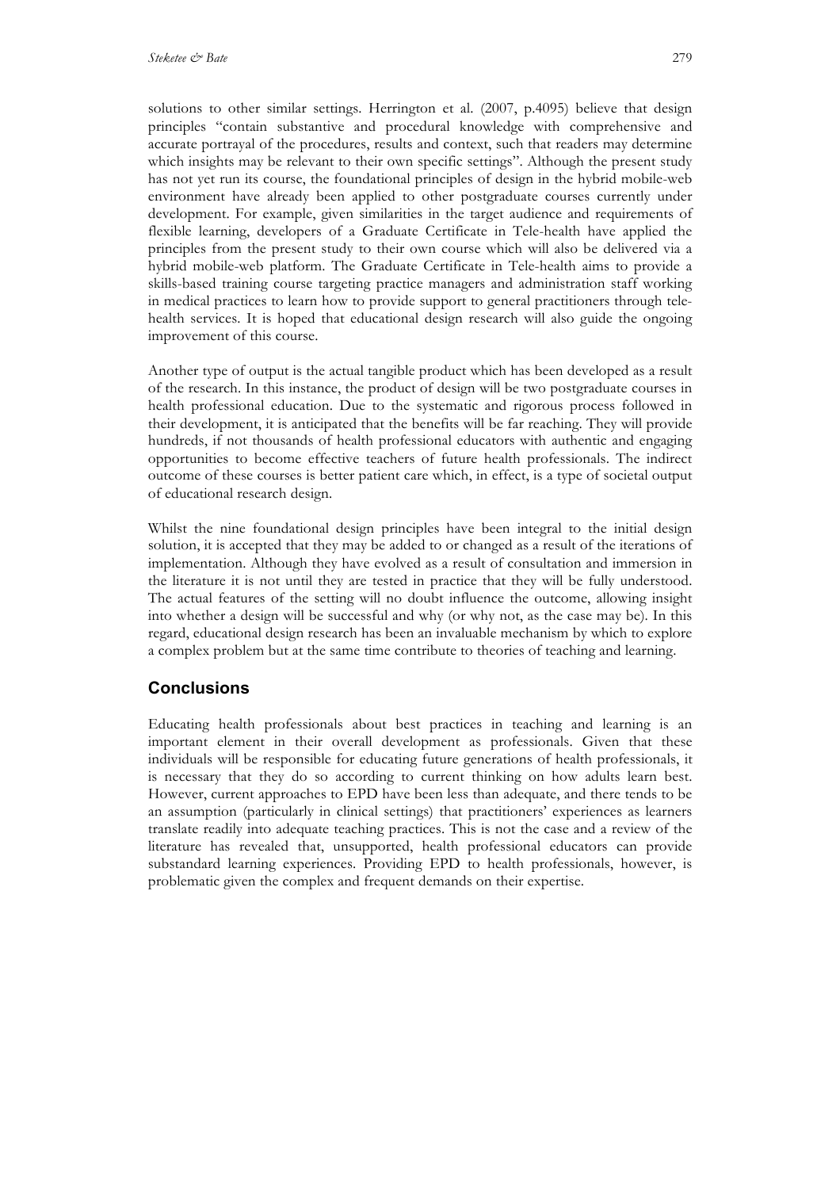solutions to other similar settings. Herrington et al. (2007, p.4095) believe that design principles "contain substantive and procedural knowledge with comprehensive and accurate portrayal of the procedures, results and context, such that readers may determine which insights may be relevant to their own specific settings". Although the present study has not yet run its course, the foundational principles of design in the hybrid mobile-web environment have already been applied to other postgraduate courses currently under development. For example, given similarities in the target audience and requirements of flexible learning, developers of a Graduate Certificate in Tele-health have applied the principles from the present study to their own course which will also be delivered via a hybrid mobile-web platform. The Graduate Certificate in Tele-health aims to provide a skills-based training course targeting practice managers and administration staff working in medical practices to learn how to provide support to general practitioners through tele-health services. It is hoped that educational design research will also guide the ongoing improvement of this course.

Another type of output is the actual tangible product which has been developed as a result of the research. In this instance, the product of design will be two postgraduate courses in health professional education. Due to the systematic and rigorous process followed in their development, it is anticipated that the benefits will be far reaching. They will provide hundreds, if not thousands of health professional educators with authentic and engaging opportunities to become effective teachers of future health professionals. The indirect outcome of these courses is better patient care which, in effect, is a type of societal output of educational research design.

Whilst the nine foundational design principles have been integral to the initial design solution, it is accepted that they may be added to or changed as a result of the iterations of implementation. Although they have evolved as a result of consultation and immersion in the literature it is not until they are tested in practice that they will be fully understood. The actual features of the setting will no doubt influence the outcome, allowing insight into whether a design will be successful and why (or why not, as the case may be). In this regard, educational design research has been an invaluable mechanism by which to explore a complex problem but at the same time contribute to theories of teaching and learning.

## Conclusions

Educating health professionals about best practices in teaching and learning is an important element in their overall development as professionals. Given that these individuals will be responsible for educating future generations of health professionals, it is necessary that they do so according to current thinking on how adults learn best. However, current approaches to EPD have been less than adequate, and there tends to be an assumption (particularly in clinical settings) that practitioners' experiences as learners translate readily into adequate teaching practices. This is not the case and a review of the literature has revealed that, unsupported, health professional educators can provide substandard learning experiences. Providing EPD to health professionals, however, is problematic given the complex and frequent demands on their expertise.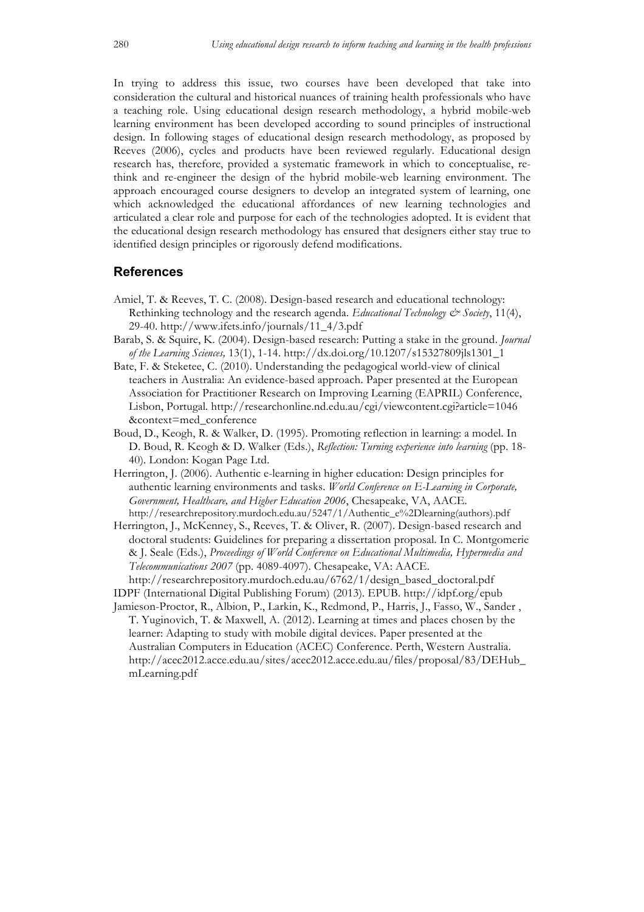In trying to address this issue, two courses have been developed that take into consideration the cultural and historical nuances of training health professionals who have a teaching role. Using educational design research methodology, a hybrid mobile-web learning environment has been developed according to sound principles of instructional design. In following stages of educational design research methodology, as proposed by Reeves (2006), cycles and products have been reviewed regularly. Educational design research has, therefore, provided a systematic framework in which to conceptualise, re-think and re-engineer the design of the hybrid mobile-web learning environment. The approach encouraged course designers to develop an integrated system of learning, one which acknowledged the educational affordances of new learning technologies and articulated a clear role and purpose for each of the technologies adopted. It is evident that the educational design research methodology has ensured that designers either stay true to identified design principles or rigorously defend modifications.

## References

Amiel, T. & Reeves, T. C. (2008). Design-based research and educational technology: Rethinking technology and the research agenda. *Educational Technology & Society*, 11(4), 29-40. http://www.ifets.info/journals/11_4/3.pdf

Barab, S. & Squire, K. (2004). Design-based research: Putting a stake in the ground. *Journal of the Learning Sciences,* 13(1), 1-14. http://dx.doi.org/10.1207/s15327809jls1301_1

Bate, F. & Steketee, C. (2010). Understanding the pedagogical world-view of clinical teachers in Australia: An evidence-based approach. Paper presented at the European Association for Practitioner Research on Improving Learning (EAPRIL) Conference, Lisbon, Portugal. http://researchonline.nd.edu.au/cgi/viewcontent.cgi?article=1046&context=med_conference

Boud, D., Keogh, R. & Walker, D. (1995). Promoting reflection in learning: a model. In D. Boud, R. Keogh & D. Walker (Eds.), *Reflection: Turning experience into learning* (pp. 18-40). London: Kogan Page Ltd.

Herrington, J. (2006). Authentic e-learning in higher education: Design principles for authentic learning environments and tasks. *World Conference on E-Learning in Corporate, Government, Healthcare, and Higher Education 2006*, Chesapeake, VA, AACE. http://researchrepository.murdoch.edu.au/5247/1/Authentic_e%2Dlearning(authors).pdf

Herrington, J., McKenney, S., Reeves, T. & Oliver, R. (2007). Design-based research and doctoral students: Guidelines for preparing a dissertation proposal. In C. Montgomerie & J. Seale (Eds.), *Proceedings of World Conference on Educational Multimedia, Hypermedia and Telecommunications 2007* (pp. 4089-4097). Chesapeake, VA: AACE. http://researchrepository.murdoch.edu.au/6762/1/design_based_doctoral.pdf

IDPF (International Digital Publishing Forum) (2013). EPUB. http://idpf.org/epub

Jamieson-Proctor, R., Albion, P., Larkin, K., Redmond, P., Harris, J., Fasso, W., Sander , T. Yuginovich, T. & Maxwell, A. (2012). Learning at times and places chosen by the learner: Adapting to study with mobile digital devices. Paper presented at the Australian Computers in Education (ACEC) Conference. Perth, Western Australia. http://acec2012.acce.edu.au/sites/acec2012.acce.edu.au/files/proposal/83/DEHub_mLearning.pdf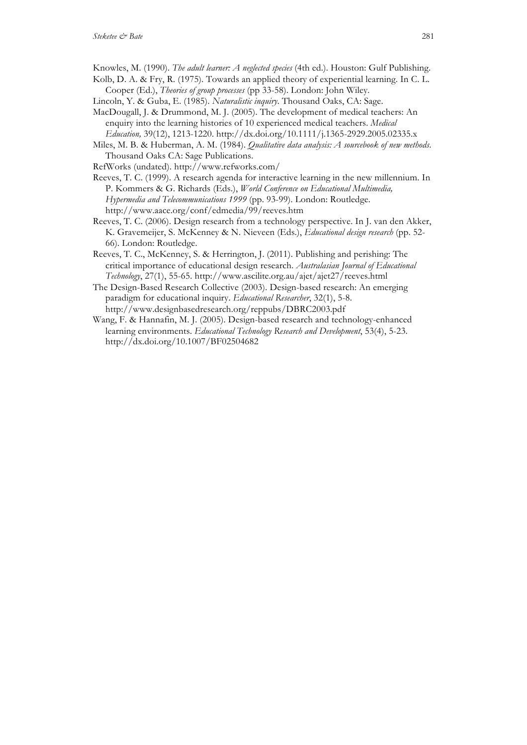Knowles, M. (1990). *The adult learner: A neglected species* (4th ed.). Houston: Gulf Publishing.

Kolb, D. A. & Fry, R. (1975). Towards an applied theory of experiential learning. In C. L. Cooper (Ed.), *Theories of group processes* (pp 33-58). London: John Wiley.

Lincoln, Y. & Guba, E. (1985). *Naturalistic inquiry*. Thousand Oaks, CA: Sage.

MacDougall, J. & Drummond, M. J. (2005). The development of medical teachers: An enquiry into the learning histories of 10 experienced medical teachers. *Medical Education,* 39(12), 1213-1220. http://dx.doi.org/10.1111/j.1365-2929.2005.02335.x

Miles, M. B. & Huberman, A. M. (1984). *Qualitative data analysis: A sourcebook of new methods*. Thousand Oaks CA: Sage Publications.

RefWorks (undated). http://www.refworks.com/

Reeves, T. C. (1999). A research agenda for interactive learning in the new millennium. In P. Kommers & G. Richards (Eds.), *World Conference on Educational Multimedia, Hypermedia and Telecommunications 1999* (pp. 93-99). London: Routledge. http://www.aace.org/conf/edmedia/99/reeves.htm

Reeves, T. C. (2006). Design research from a technology perspective. In J. van den Akker, K. Gravemeijer, S. McKenney & N. Nieveen (Eds.), *Educational design research* (pp. 52-66). London: Routledge.

Reeves, T. C., McKenney, S. & Herrington, J. (2011). Publishing and perishing: The critical importance of educational design research. *Australasian Journal of Educational Technology*, 27(1), 55-65. http://www.ascilite.org.au/ajet/ajet27/reeves.html

The Design-Based Research Collective (2003). Design-based research: An emerging paradigm for educational inquiry. *Educational Researcher*, 32(1), 5-8. http://www.designbasedresearch.org/reppubs/DBRC2003.pdf

Wang, F. & Hannafin, M. J. (2005). Design-based research and technology-enhanced learning environments. *Educational Technology Research and Development*, 53(4), 5-23. http://dx.doi.org/10.1007/BF02504682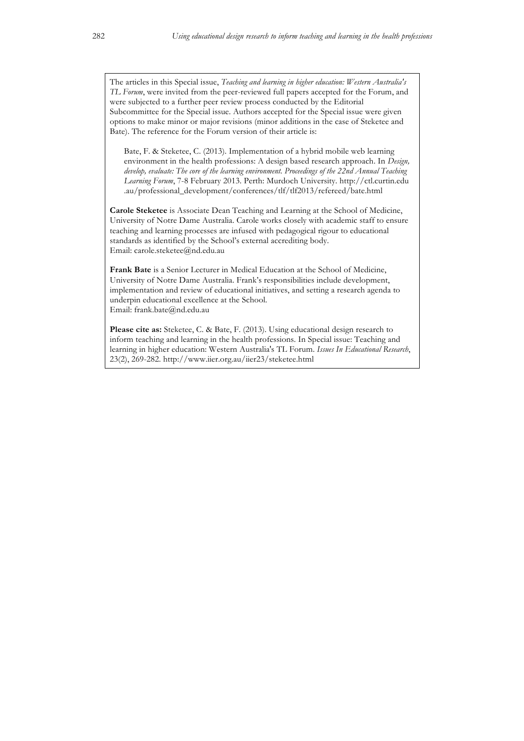The articles in this Special issue, *Teaching and learning in higher education: Western Australia's TL Forum*, were invited from the peer-reviewed full papers accepted for the Forum, and were subjected to a further peer review process conducted by the Editorial Subcommittee for the Special issue. Authors accepted for the Special issue were given options to make minor or major revisions (minor additions in the case of Steketee and Bate). The reference for the Forum version of their article is:

> Bate, F. & Steketee, C. (2013). Implementation of a hybrid mobile web learning environment in the health professions: A design based research approach. In *Design, develop, evaluate: The core of the learning environment. Proceedings of the 22nd Annual Teaching Learning Forum*, 7-8 February 2013. Perth: Murdoch University. http://ctl.curtin.edu.au/professional_development/conferences/tlf/tlf2013/refereed/bate.html

**Carole Steketee** is Associate Dean Teaching and Learning at the School of Medicine, University of Notre Dame Australia. Carole works closely with academic staff to ensure teaching and learning processes are infused with pedagogical rigour to educational standards as identified by the School's external accrediting body.
Email: carole.steketee@nd.edu.au

**Frank Bate** is a Senior Lecturer in Medical Education at the School of Medicine, University of Notre Dame Australia. Frank's responsibilities include development, implementation and review of educational initiatives, and setting a research agenda to underpin educational excellence at the School.
Email: frank.bate@nd.edu.au

**Please cite as:** Steketee, C. & Bate, F. (2013). Using educational design research to inform teaching and learning in the health professions. In Special issue: Teaching and learning in higher education: Western Australia's TL Forum. *Issues In Educational Research*, 23(2), 269-282. http://www.iier.org.au/iier23/steketee.html